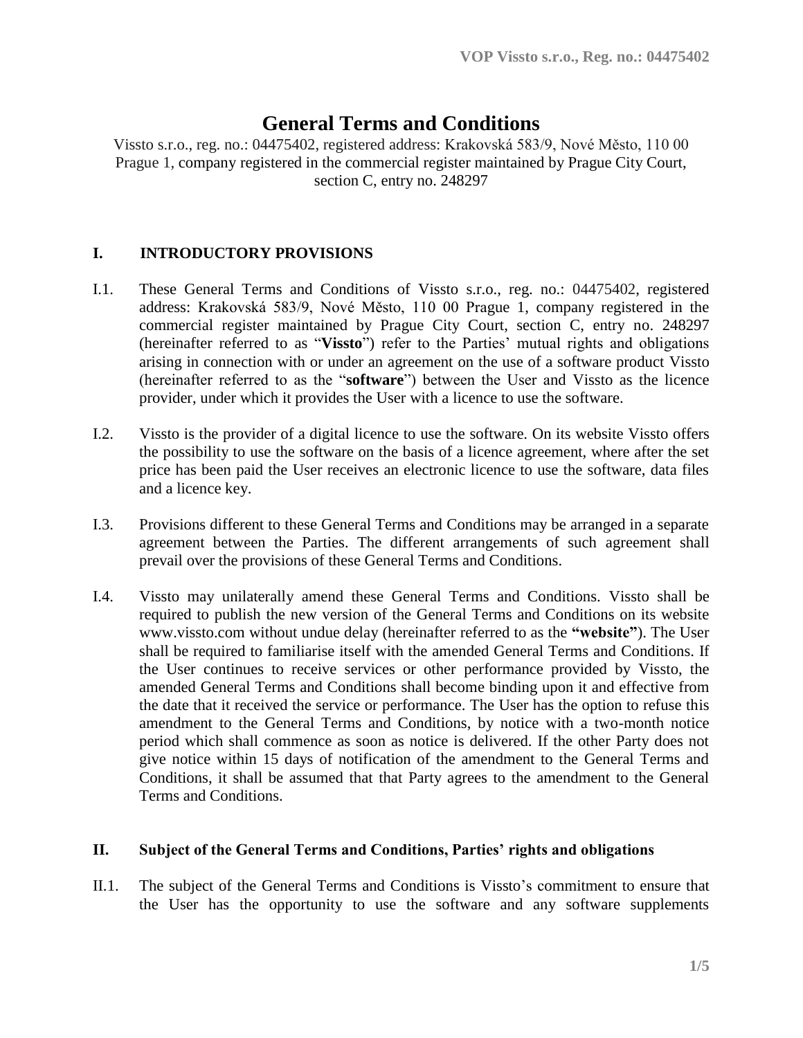# General Terms and Conditions

Vissto s.r.o., reg. no.: 04475402, registered address: Krakovská 583/9, Nové Město, 110 00 Prague 1, company registered in the commercial register maintained by Prague City Court, section C, entry no. 248297

## I. INTRODUCTORY PROVISIONS

I.1. These General Terms and Conditions of Vissto s.r.o., reg. no.: 04475402, registered address: Krakovská 583/9, Nové Město, 110 00 Prague 1, company registered in the commercial register maintained by Prague City Court, section C, entry no. 248297 (hereinafter referred to as "**Vissto**") refer to the Parties' mutual rights and obligations arising in connection with or under an agreement on the use of a software product Vissto (hereinafter referred to as the "**software**") between the User and Vissto as the licence provider, under which it provides the User with a licence to use the software.

I.2. Vissto is the provider of a digital licence to use the software. On its website Vissto offers the possibility to use the software on the basis of a licence agreement, where after the set price has been paid the User receives an electronic licence to use the software, data files and a licence key.

I.3. Provisions different to these General Terms and Conditions may be arranged in a separate agreement between the Parties. The different arrangements of such agreement shall prevail over the provisions of these General Terms and Conditions.

I.4. Vissto may unilaterally amend these General Terms and Conditions. Vissto shall be required to publish the new version of the General Terms and Conditions on its website www.vissto.com without undue delay (hereinafter referred to as the **"website"**). The User shall be required to familiarise itself with the amended General Terms and Conditions. If the User continues to receive services or other performance provided by Vissto, the amended General Terms and Conditions shall become binding upon it and effective from the date that it received the service or performance. The User has the option to refuse this amendment to the General Terms and Conditions, by notice with a two-month notice period which shall commence as soon as notice is delivered. If the other Party does not give notice within 15 days of notification of the amendment to the General Terms and Conditions, it shall be assumed that that Party agrees to the amendment to the General Terms and Conditions.

## II. Subject of the General Terms and Conditions, Parties' rights and obligations

II.1. The subject of the General Terms and Conditions is Vissto's commitment to ensure that the User has the opportunity to use the software and any software supplements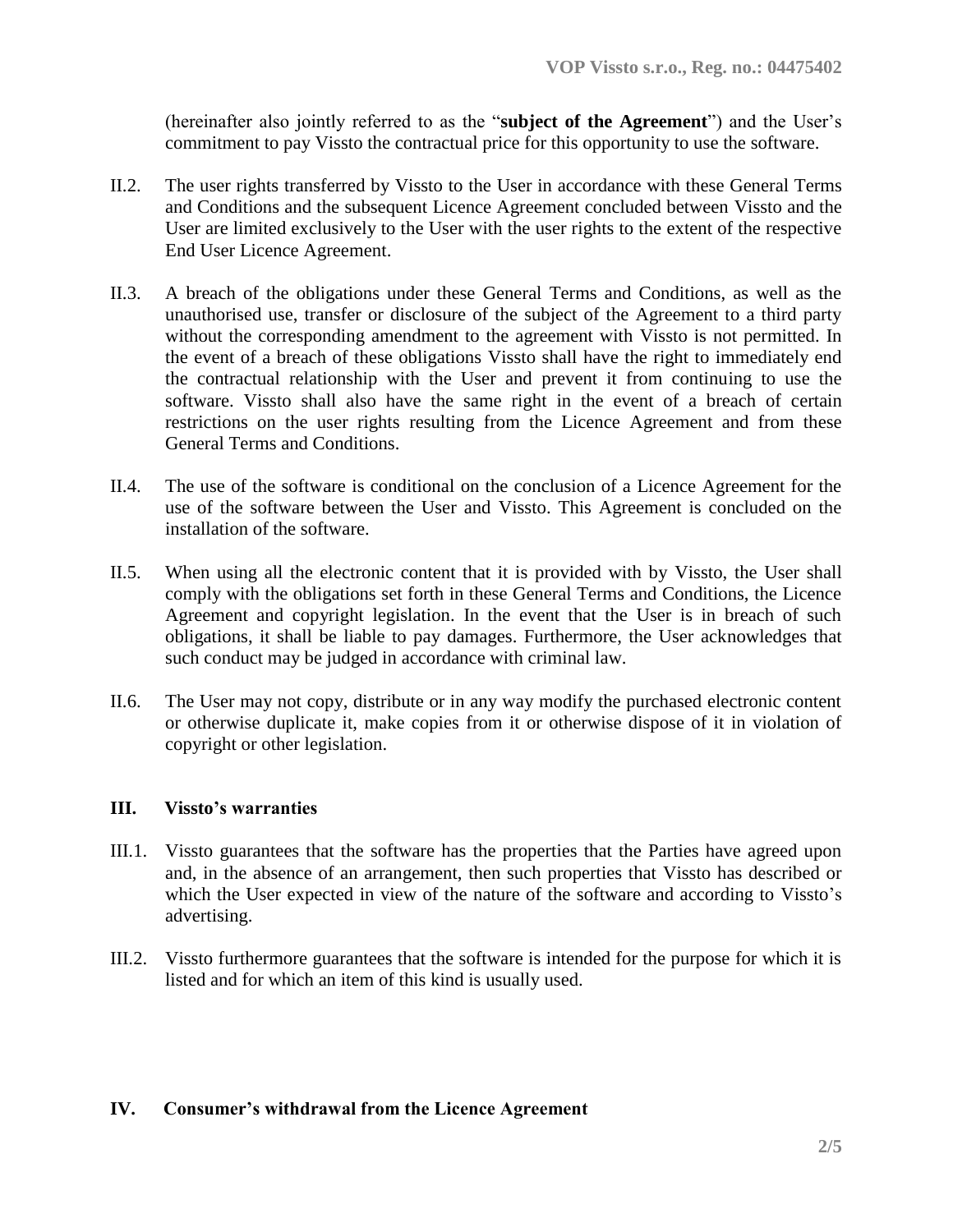(hereinafter also jointly referred to as the "**subject of the Agreement**") and the User's commitment to pay Vissto the contractual price for this opportunity to use the software.

II.2. The user rights transferred by Vissto to the User in accordance with these General Terms and Conditions and the subsequent Licence Agreement concluded between Vissto and the User are limited exclusively to the User with the user rights to the extent of the respective End User Licence Agreement.

II.3. A breach of the obligations under these General Terms and Conditions, as well as the unauthorised use, transfer or disclosure of the subject of the Agreement to a third party without the corresponding amendment to the agreement with Vissto is not permitted. In the event of a breach of these obligations Vissto shall have the right to immediately end the contractual relationship with the User and prevent it from continuing to use the software. Vissto shall also have the same right in the event of a breach of certain restrictions on the user rights resulting from the Licence Agreement and from these General Terms and Conditions.

II.4. The use of the software is conditional on the conclusion of a Licence Agreement for the use of the software between the User and Vissto. This Agreement is concluded on the installation of the software.

II.5. When using all the electronic content that it is provided with by Vissto, the User shall comply with the obligations set forth in these General Terms and Conditions, the Licence Agreement and copyright legislation. In the event that the User is in breach of such obligations, it shall be liable to pay damages. Furthermore, the User acknowledges that such conduct may be judged in accordance with criminal law.

II.6. The User may not copy, distribute or in any way modify the purchased electronic content or otherwise duplicate it, make copies from it or otherwise dispose of it in violation of copyright or other legislation.

## III. Vissto's warranties

III.1. Vissto guarantees that the software has the properties that the Parties have agreed upon and, in the absence of an arrangement, then such properties that Vissto has described or which the User expected in view of the nature of the software and according to Vissto's advertising.

III.2. Vissto furthermore guarantees that the software is intended for the purpose for which it is listed and for which an item of this kind is usually used.

## IV. Consumer's withdrawal from the Licence Agreement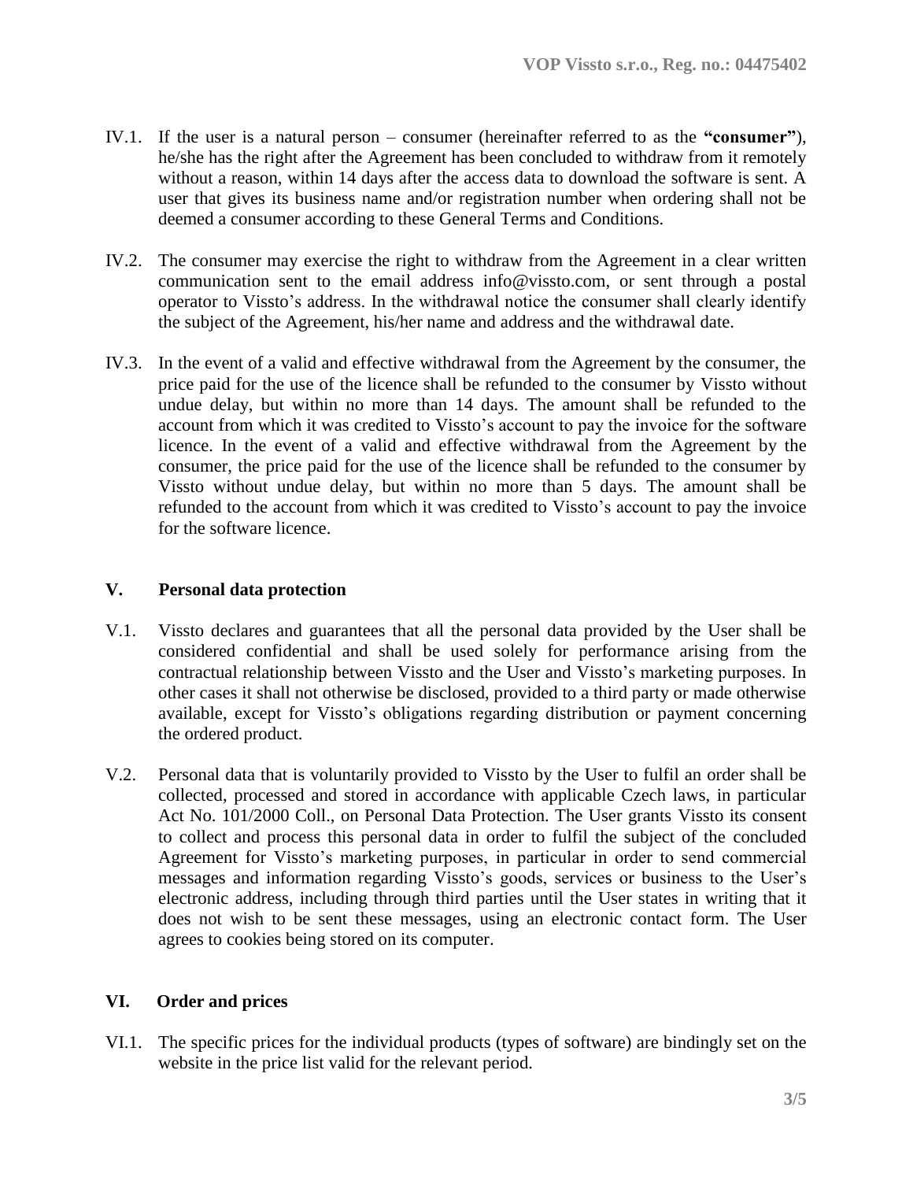IV.1. If the user is a natural person – consumer (hereinafter referred to as the **"consumer"**), he/she has the right after the Agreement has been concluded to withdraw from it remotely without a reason, within 14 days after the access data to download the software is sent. A user that gives its business name and/or registration number when ordering shall not be deemed a consumer according to these General Terms and Conditions.

IV.2. The consumer may exercise the right to withdraw from the Agreement in a clear written communication sent to the email address info@vissto.com, or sent through a postal operator to Vissto's address. In the withdrawal notice the consumer shall clearly identify the subject of the Agreement, his/her name and address and the withdrawal date.

IV.3. In the event of a valid and effective withdrawal from the Agreement by the consumer, the price paid for the use of the licence shall be refunded to the consumer by Vissto without undue delay, but within no more than 14 days. The amount shall be refunded to the account from which it was credited to Vissto's account to pay the invoice for the software licence. In the event of a valid and effective withdrawal from the Agreement by the consumer, the price paid for the use of the licence shall be refunded to the consumer by Vissto without undue delay, but within no more than 5 days. The amount shall be refunded to the account from which it was credited to Vissto's account to pay the invoice for the software licence.

## V. Personal data protection

V.1. Vissto declares and guarantees that all the personal data provided by the User shall be considered confidential and shall be used solely for performance arising from the contractual relationship between Vissto and the User and Vissto's marketing purposes. In other cases it shall not otherwise be disclosed, provided to a third party or made otherwise available, except for Vissto's obligations regarding distribution or payment concerning the ordered product.

V.2. Personal data that is voluntarily provided to Vissto by the User to fulfil an order shall be collected, processed and stored in accordance with applicable Czech laws, in particular Act No. 101/2000 Coll., on Personal Data Protection. The User grants Vissto its consent to collect and process this personal data in order to fulfil the subject of the concluded Agreement for Vissto's marketing purposes, in particular in order to send commercial messages and information regarding Vissto's goods, services or business to the User's electronic address, including through third parties until the User states in writing that it does not wish to be sent these messages, using an electronic contact form. The User agrees to cookies being stored on its computer.

## VI. Order and prices

VI.1. The specific prices for the individual products (types of software) are bindingly set on the website in the price list valid for the relevant period.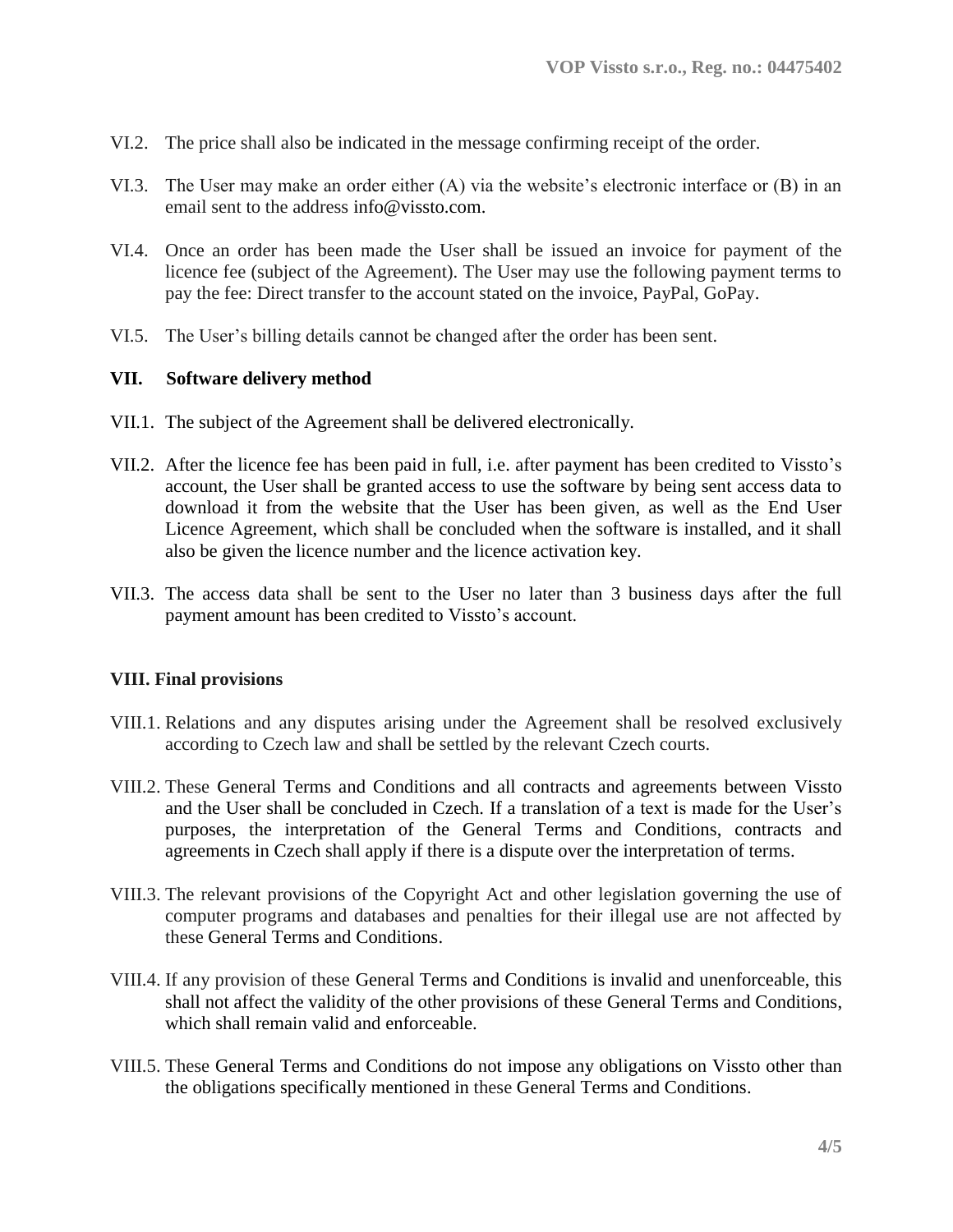VI.2. The price shall also be indicated in the message confirming receipt of the order.

VI.3. The User may make an order either (A) via the website's electronic interface or (B) in an email sent to the address info@vissto.com.

VI.4. Once an order has been made the User shall be issued an invoice for payment of the licence fee (subject of the Agreement). The User may use the following payment terms to pay the fee: Direct transfer to the account stated on the invoice, PayPal, GoPay.

VI.5. The User's billing details cannot be changed after the order has been sent.

## VII. Software delivery method

VII.1. The subject of the Agreement shall be delivered electronically.

VII.2. After the licence fee has been paid in full, i.e. after payment has been credited to Vissto's account, the User shall be granted access to use the software by being sent access data to download it from the website that the User has been given, as well as the End User Licence Agreement, which shall be concluded when the software is installed, and it shall also be given the licence number and the licence activation key.

VII.3. The access data shall be sent to the User no later than 3 business days after the full payment amount has been credited to Vissto's account.

## VIII. Final provisions

VIII.1. Relations and any disputes arising under the Agreement shall be resolved exclusively according to Czech law and shall be settled by the relevant Czech courts.

VIII.2. These General Terms and Conditions and all contracts and agreements between Vissto and the User shall be concluded in Czech. If a translation of a text is made for the User's purposes, the interpretation of the General Terms and Conditions, contracts and agreements in Czech shall apply if there is a dispute over the interpretation of terms.

VIII.3. The relevant provisions of the Copyright Act and other legislation governing the use of computer programs and databases and penalties for their illegal use are not affected by these General Terms and Conditions.

VIII.4. If any provision of these General Terms and Conditions is invalid and unenforceable, this shall not affect the validity of the other provisions of these General Terms and Conditions, which shall remain valid and enforceable.

VIII.5. These General Terms and Conditions do not impose any obligations on Vissto other than the obligations specifically mentioned in these General Terms and Conditions.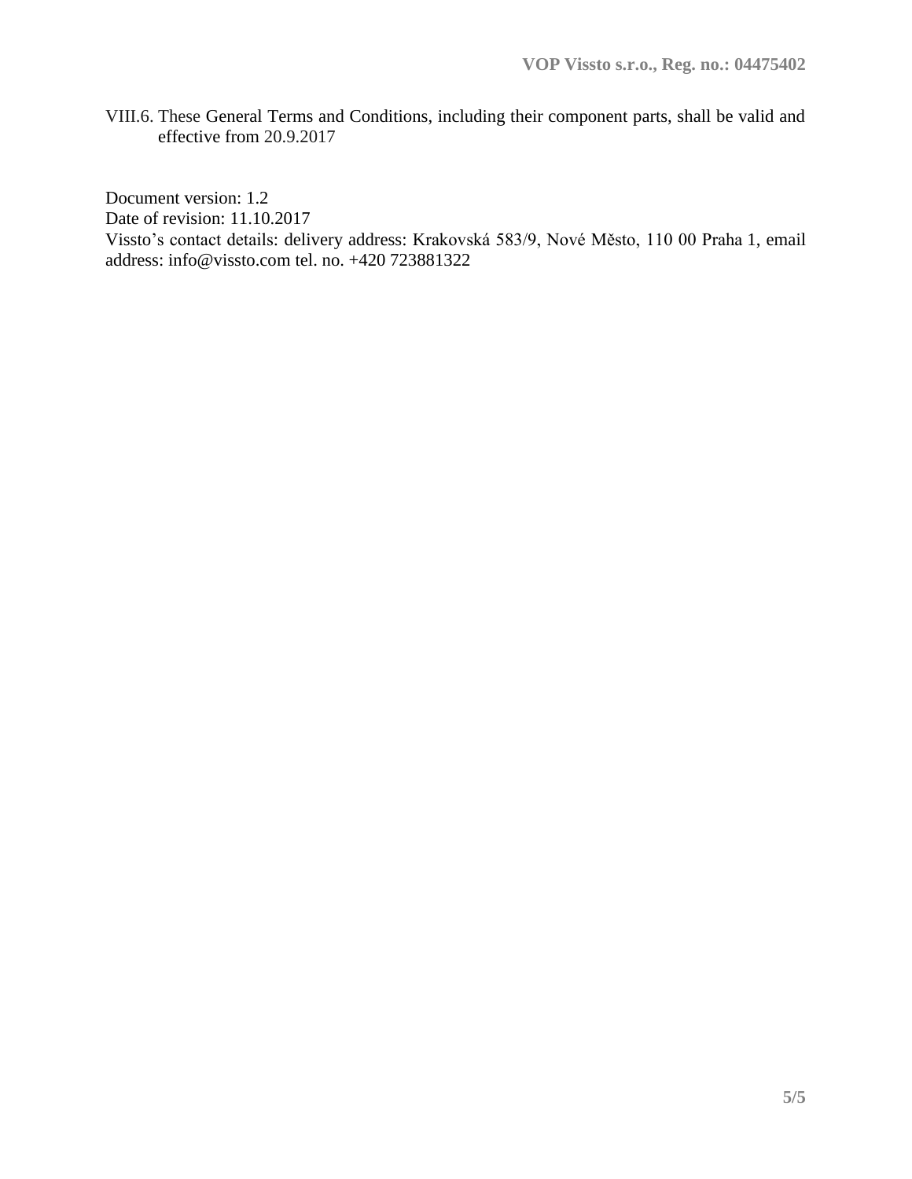VIII.6. These General Terms and Conditions, including their component parts, shall be valid and effective from 20.9.2017

Document version: 1.2
Date of revision: 11.10.2017
Vissto’s contact details: delivery address: Krakovská 583/9, Nové Město, 110 00 Praha 1, email address: info@vissto.com tel. no. +420 723881322